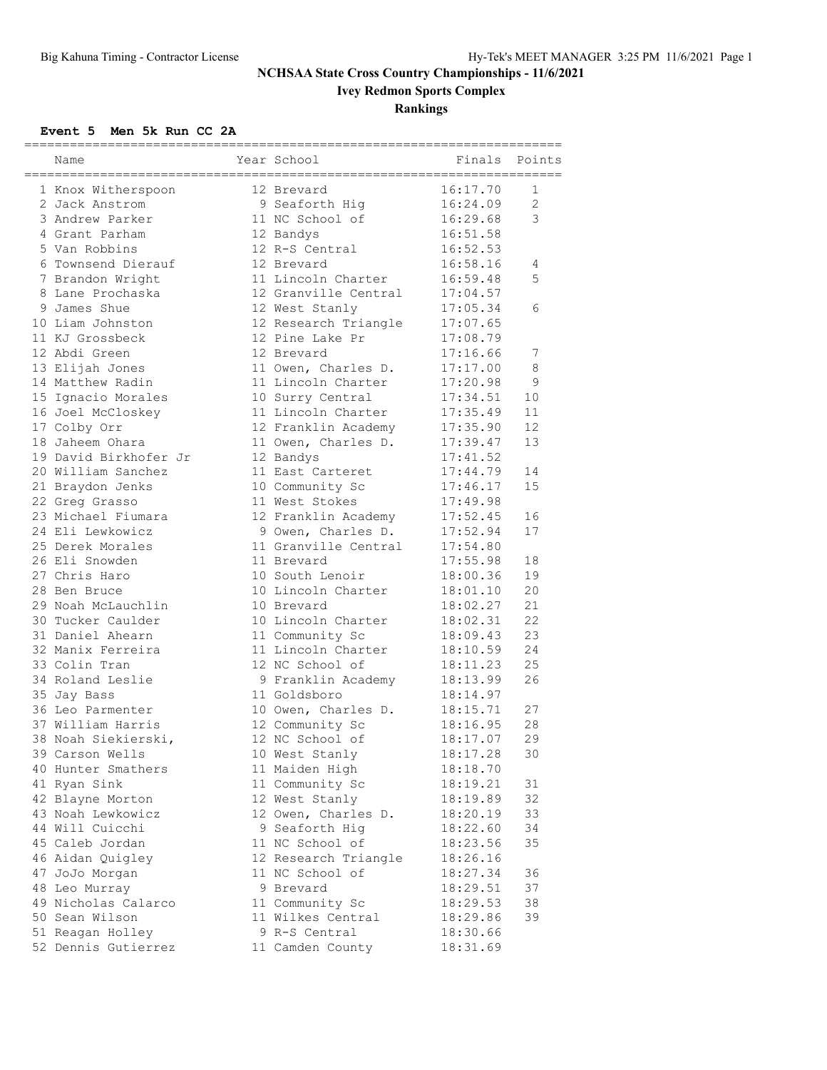# NCHSAA State Cross Country Championships - 11/6/2021

## Ivey Redmon Sports Complex

## Rankings

### Event 5 Men 5k Run CC 2A

| | Name | Year | School | Finals | Points |
|---|---|---|---|---|---|
| 1 | Knox Witherspoon | 12 | Brevard | 16:17.70 | 1 |
| 2 | Jack Anstrom | 9 | Seaforth Hig | 16:24.09 | 2 |
| 3 | Andrew Parker | 11 | NC School of | 16:29.68 | 3 |
| 4 | Grant Parham | 12 | Bandys | 16:51.58 | |
| 5 | Van Robbins | 12 | R-S Central | 16:52.53 | |
| 6 | Townsend Dierauf | 12 | Brevard | 16:58.16 | 4 |
| 7 | Brandon Wright | 11 | Lincoln Charter | 16:59.48 | 5 |
| 8 | Lane Prochaska | 12 | Granville Central | 17:04.57 | |
| 9 | James Shue | 12 | West Stanly | 17:05.34 | 6 |
| 10 | Liam Johnston | 12 | Research Triangle | 17:07.65 | |
| 11 | KJ Grossbeck | 12 | Pine Lake Pr | 17:08.79 | |
| 12 | Abdi Green | 12 | Brevard | 17:16.66 | 7 |
| 13 | Elijah Jones | 11 | Owen, Charles D. | 17:17.00 | 8 |
| 14 | Matthew Radin | 11 | Lincoln Charter | 17:20.98 | 9 |
| 15 | Ignacio Morales | 10 | Surry Central | 17:34.51 | 10 |
| 16 | Joel McCloskey | 11 | Lincoln Charter | 17:35.49 | 11 |
| 17 | Colby Orr | 12 | Franklin Academy | 17:35.90 | 12 |
| 18 | Jaheem Ohara | 11 | Owen, Charles D. | 17:39.47 | 13 |
| 19 | David Birkhofer Jr | 12 | Bandys | 17:41.52 | |
| 20 | William Sanchez | 11 | East Carteret | 17:44.79 | 14 |
| 21 | Braydon Jenks | 10 | Community Sc | 17:46.17 | 15 |
| 22 | Greg Grasso | 11 | West Stokes | 17:49.98 | |
| 23 | Michael Fiumara | 12 | Franklin Academy | 17:52.45 | 16 |
| 24 | Eli Lewkowicz | 9 | Owen, Charles D. | 17:52.94 | 17 |
| 25 | Derek Morales | 11 | Granville Central | 17:54.80 | |
| 26 | Eli Snowden | 11 | Brevard | 17:55.98 | 18 |
| 27 | Chris Haro | 10 | South Lenoir | 18:00.36 | 19 |
| 28 | Ben Bruce | 10 | Lincoln Charter | 18:01.10 | 20 |
| 29 | Noah McLauchlin | 10 | Brevard | 18:02.27 | 21 |
| 30 | Tucker Caulder | 10 | Lincoln Charter | 18:02.31 | 22 |
| 31 | Daniel Ahearn | 11 | Community Sc | 18:09.43 | 23 |
| 32 | Manix Ferreira | 11 | Lincoln Charter | 18:10.59 | 24 |
| 33 | Colin Tran | 12 | NC School of | 18:11.23 | 25 |
| 34 | Roland Leslie | 9 | Franklin Academy | 18:13.99 | 26 |
| 35 | Jay Bass | 11 | Goldsboro | 18:14.97 | |
| 36 | Leo Parmenter | 10 | Owen, Charles D. | 18:15.71 | 27 |
| 37 | William Harris | 12 | Community Sc | 18:16.95 | 28 |
| 38 | Noah Siekierski, | 12 | NC School of | 18:17.07 | 29 |
| 39 | Carson Wells | 10 | West Stanly | 18:17.28 | 30 |
| 40 | Hunter Smathers | 11 | Maiden High | 18:18.70 | |
| 41 | Ryan Sink | 11 | Community Sc | 18:19.21 | 31 |
| 42 | Blayne Morton | 12 | West Stanly | 18:19.89 | 32 |
| 43 | Noah Lewkowicz | 12 | Owen, Charles D. | 18:20.19 | 33 |
| 44 | Will Cuicchi | 9 | Seaforth Hig | 18:22.60 | 34 |
| 45 | Caleb Jordan | 11 | NC School of | 18:23.56 | 35 |
| 46 | Aidan Quigley | 12 | Research Triangle | 18:26.16 | |
| 47 | JoJo Morgan | 11 | NC School of | 18:27.34 | 36 |
| 48 | Leo Murray | 9 | Brevard | 18:29.51 | 37 |
| 49 | Nicholas Calarco | 11 | Community Sc | 18:29.53 | 38 |
| 50 | Sean Wilson | 11 | Wilkes Central | 18:29.86 | 39 |
| 51 | Reagan Holley | 9 | R-S Central | 18:30.66 | |
| 52 | Dennis Gutierrez | 11 | Camden County | 18:31.69 | |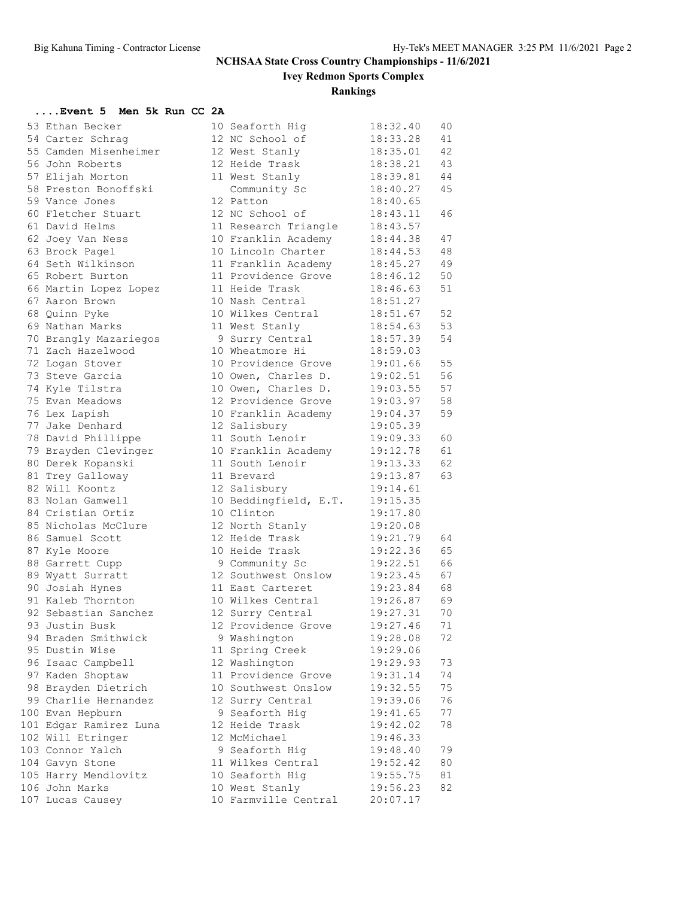# NCHSAA State Cross Country Championships - 11/6/2021

## Ivey Redmon Sports Complex

## Rankings

### ....Event 5 Men 5k Run CC 2A

| Place | Name | Yr | School | Time | Points |
|---|---|---|---|---|---|
| 53 | Ethan Becker | 10 | Seaforth Hig | 18:32.40 | 40 |
| 54 | Carter Schrag | 12 | NC School of | 18:33.28 | 41 |
| 55 | Camden Misenheimer | 12 | West Stanly | 18:35.01 | 42 |
| 56 | John Roberts | 12 | Heide Trask | 18:38.21 | 43 |
| 57 | Elijah Morton | 11 | West Stanly | 18:39.81 | 44 |
| 58 | Preston Bonoffski | | Community Sc | 18:40.27 | 45 |
| 59 | Vance Jones | 12 | Patton | 18:40.65 | |
| 60 | Fletcher Stuart | 12 | NC School of | 18:43.11 | 46 |
| 61 | David Helms | 11 | Research Triangle | 18:43.57 | |
| 62 | Joey Van Ness | 10 | Franklin Academy | 18:44.38 | 47 |
| 63 | Brock Pagel | 10 | Lincoln Charter | 18:44.53 | 48 |
| 64 | Seth Wilkinson | 11 | Franklin Academy | 18:45.27 | 49 |
| 65 | Robert Burton | 11 | Providence Grove | 18:46.12 | 50 |
| 66 | Martin Lopez Lopez | 11 | Heide Trask | 18:46.63 | 51 |
| 67 | Aaron Brown | 10 | Nash Central | 18:51.27 | |
| 68 | Quinn Pyke | 10 | Wilkes Central | 18:51.67 | 52 |
| 69 | Nathan Marks | 11 | West Stanly | 18:54.63 | 53 |
| 70 | Brangly Mazariegos | 9 | Surry Central | 18:57.39 | 54 |
| 71 | Zach Hazelwood | 10 | Wheatmore Hi | 18:59.03 | |
| 72 | Logan Stover | 10 | Providence Grove | 19:01.66 | 55 |
| 73 | Steve Garcia | 10 | Owen, Charles D. | 19:02.51 | 56 |
| 74 | Kyle Tilstra | 10 | Owen, Charles D. | 19:03.55 | 57 |
| 75 | Evan Meadows | 12 | Providence Grove | 19:03.97 | 58 |
| 76 | Lex Lapish | 10 | Franklin Academy | 19:04.37 | 59 |
| 77 | Jake Denhard | 12 | Salisbury | 19:05.39 | |
| 78 | David Phillippe | 11 | South Lenoir | 19:09.33 | 60 |
| 79 | Brayden Clevinger | 10 | Franklin Academy | 19:12.78 | 61 |
| 80 | Derek Kopanski | 11 | South Lenoir | 19:13.33 | 62 |
| 81 | Trey Galloway | 11 | Brevard | 19:13.87 | 63 |
| 82 | Will Koontz | 12 | Salisbury | 19:14.61 | |
| 83 | Nolan Gamwell | 10 | Beddingfield, E.T. | 19:15.35 | |
| 84 | Cristian Ortiz | 10 | Clinton | 19:17.80 | |
| 85 | Nicholas McClure | 12 | North Stanly | 19:20.08 | |
| 86 | Samuel Scott | 12 | Heide Trask | 19:21.79 | 64 |
| 87 | Kyle Moore | 10 | Heide Trask | 19:22.36 | 65 |
| 88 | Garrett Cupp | 9 | Community Sc | 19:22.51 | 66 |
| 89 | Wyatt Surratt | 12 | Southwest Onslow | 19:23.45 | 67 |
| 90 | Josiah Hynes | 11 | East Carteret | 19:23.84 | 68 |
| 91 | Kaleb Thornton | 10 | Wilkes Central | 19:26.87 | 69 |
| 92 | Sebastian Sanchez | 12 | Surry Central | 19:27.31 | 70 |
| 93 | Justin Busk | 12 | Providence Grove | 19:27.46 | 71 |
| 94 | Braden Smithwick | 9 | Washington | 19:28.08 | 72 |
| 95 | Dustin Wise | 11 | Spring Creek | 19:29.06 | |
| 96 | Isaac Campbell | 12 | Washington | 19:29.93 | 73 |
| 97 | Kaden Shoptaw | 11 | Providence Grove | 19:31.14 | 74 |
| 98 | Brayden Dietrich | 10 | Southwest Onslow | 19:32.55 | 75 |
| 99 | Charlie Hernandez | 12 | Surry Central | 19:39.06 | 76 |
| 100 | Evan Hepburn | 9 | Seaforth Hig | 19:41.65 | 77 |
| 101 | Edgar Ramirez Luna | 12 | Heide Trask | 19:42.02 | 78 |
| 102 | Will Etringer | 12 | McMichael | 19:46.33 | |
| 103 | Connor Yalch | 9 | Seaforth Hig | 19:48.40 | 79 |
| 104 | Gavyn Stone | 11 | Wilkes Central | 19:52.42 | 80 |
| 105 | Harry Mendlovitz | 10 | Seaforth Hig | 19:55.75 | 81 |
| 106 | John Marks | 10 | West Stanly | 19:56.23 | 82 |
| 107 | Lucas Causey | 10 | Farmville Central | 20:07.17 | |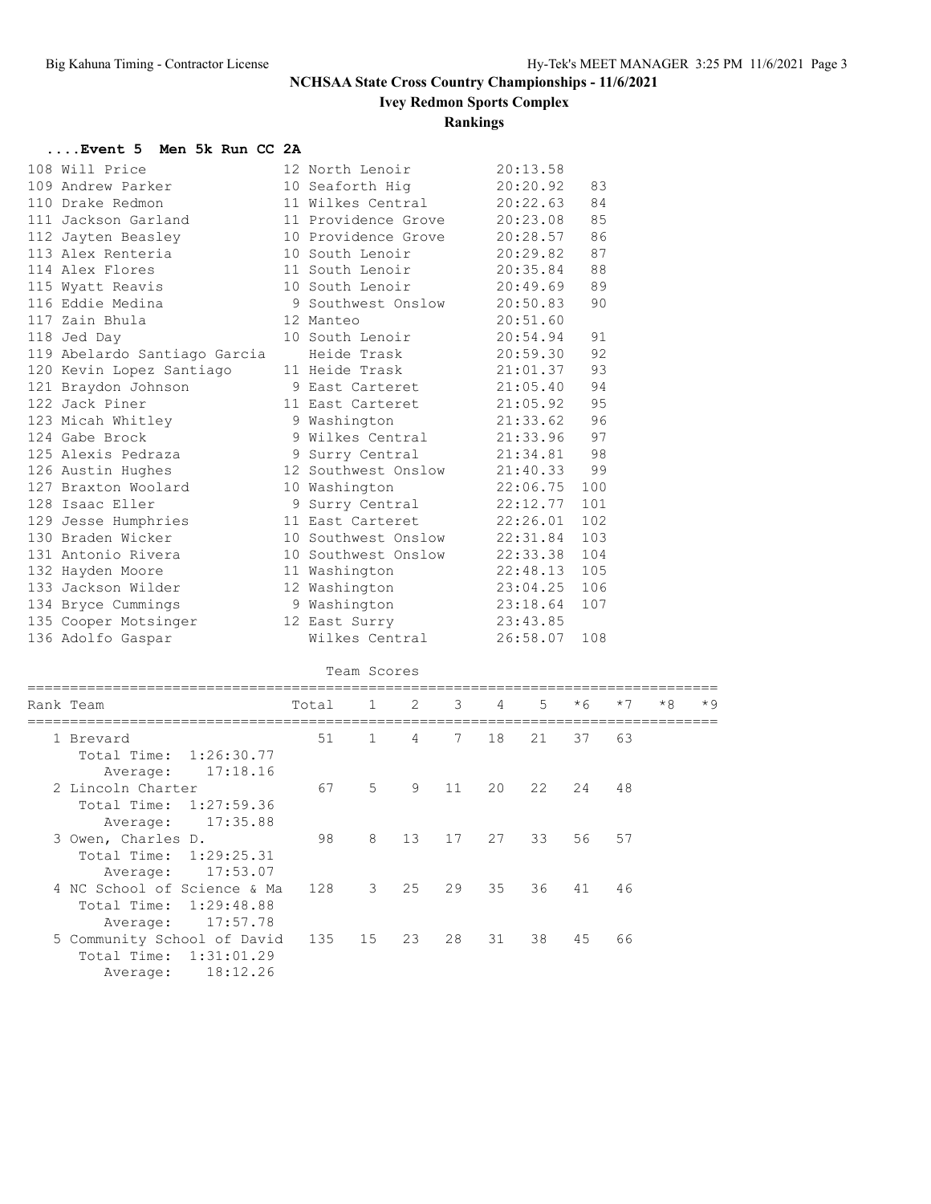# NCHSAA State Cross Country Championships - 11/6/2021

## Ivey Redmon Sports Complex

## Rankings

### ....Event 5 Men 5k Run CC 2A

| Place | Name | Yr | School | Time | Points |
|---|---|---|---|---|---|
| 108 | Will Price | 12 | North Lenoir | 20:13.58 | |
| 109 | Andrew Parker | 10 | Seaforth Hig | 20:20.92 | 83 |
| 110 | Drake Redmon | 11 | Wilkes Central | 20:22.63 | 84 |
| 111 | Jackson Garland | 11 | Providence Grove | 20:23.08 | 85 |
| 112 | Jayten Beasley | 10 | Providence Grove | 20:28.57 | 86 |
| 113 | Alex Renteria | 10 | South Lenoir | 20:29.82 | 87 |
| 114 | Alex Flores | 11 | South Lenoir | 20:35.84 | 88 |
| 115 | Wyatt Reavis | 10 | South Lenoir | 20:49.69 | 89 |
| 116 | Eddie Medina | 9 | Southwest Onslow | 20:50.83 | 90 |
| 117 | Zain Bhula | 12 | Manteo | 20:51.60 | |
| 118 | Jed Day | 10 | South Lenoir | 20:54.94 | 91 |
| 119 | Abelardo Santiago Garcia | | Heide Trask | 20:59.30 | 92 |
| 120 | Kevin Lopez Santiago | 11 | Heide Trask | 21:01.37 | 93 |
| 121 | Braydon Johnson | 9 | East Carteret | 21:05.40 | 94 |
| 122 | Jack Piner | 11 | East Carteret | 21:05.92 | 95 |
| 123 | Micah Whitley | 9 | Washington | 21:33.62 | 96 |
| 124 | Gabe Brock | 9 | Wilkes Central | 21:33.96 | 97 |
| 125 | Alexis Pedraza | 9 | Surry Central | 21:34.81 | 98 |
| 126 | Austin Hughes | 12 | Southwest Onslow | 21:40.33 | 99 |
| 127 | Braxton Woolard | 10 | Washington | 22:06.75 | 100 |
| 128 | Isaac Eller | 9 | Surry Central | 22:12.77 | 101 |
| 129 | Jesse Humphries | 11 | East Carteret | 22:26.01 | 102 |
| 130 | Braden Wicker | 10 | Southwest Onslow | 22:31.84 | 103 |
| 131 | Antonio Rivera | 10 | Southwest Onslow | 22:33.38 | 104 |
| 132 | Hayden Moore | 11 | Washington | 22:48.13 | 105 |
| 133 | Jackson Wilder | 12 | Washington | 23:04.25 | 106 |
| 134 | Bryce Cummings | 9 | Washington | 23:18.64 | 107 |
| 135 | Cooper Motsinger | 12 | East Surry | 23:43.85 | |
| 136 | Adolfo Gaspar | | Wilkes Central | 26:58.07 | 108 |

Team Scores

| Rank | Team | Total | 1 | 2 | 3 | 4 | 5 | *6 | *7 | *8 | *9 |
|---|---|---|---|---|---|---|---|---|---|---|---|
| 1 | Brevard | 51 | 1 | 4 | 7 | 18 | 21 | 37 | 63 | | |
| | Total Time: 1:26:30.77 | | | | | | | | | | |
| | Average: 17:18.16 | | | | | | | | | | |
| 2 | Lincoln Charter | 67 | 5 | 9 | 11 | 20 | 22 | 24 | 48 | | |
| | Total Time: 1:27:59.36 | | | | | | | | | | |
| | Average: 17:35.88 | | | | | | | | | | |
| 3 | Owen, Charles D. | 98 | 8 | 13 | 17 | 27 | 33 | 56 | 57 | | |
| | Total Time: 1:29:25.31 | | | | | | | | | | |
| | Average: 17:53.07 | | | | | | | | | | |
| 4 | NC School of Science & Ma | 128 | 3 | 25 | 29 | 35 | 36 | 41 | 46 | | |
| | Total Time: 1:29:48.88 | | | | | | | | | | |
| | Average: 17:57.78 | | | | | | | | | | |
| 5 | Community School of David | 135 | 15 | 23 | 28 | 31 | 38 | 45 | 66 | | |
| | Total Time: 1:31:01.29 | | | | | | | | | | |
| | Average: 18:12.26 | | | | | | | | | | |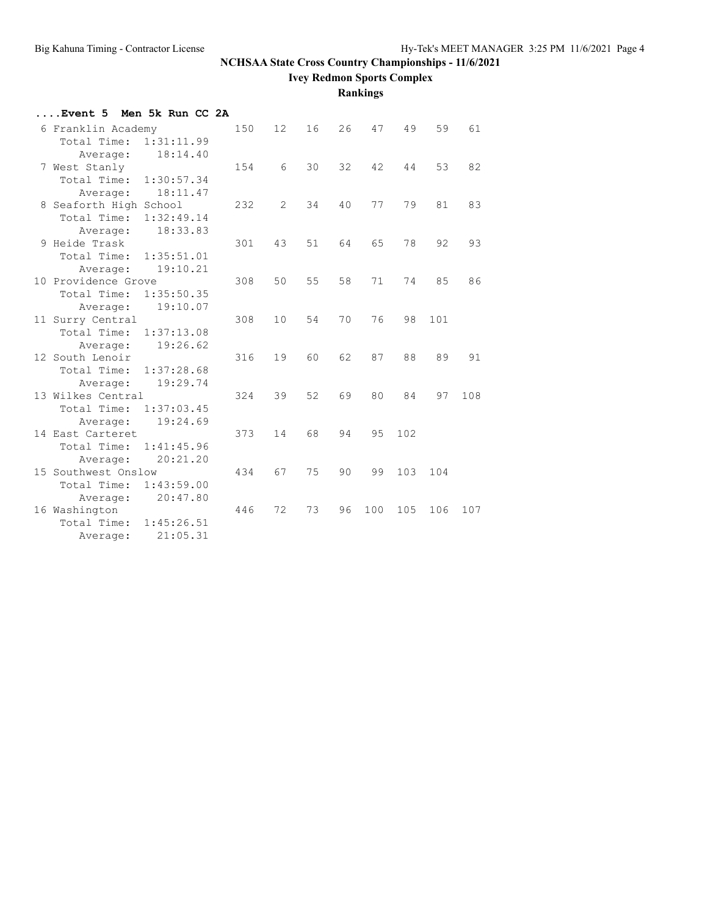# NCHSAA State Cross Country Championships - 11/6/2021

## Ivey Redmon Sports Complex

### Rankings

**....Event 5 Men 5k Run CC 2A**

| | | | | | | | | | |
|---|---|---|---|---|---|---|---|---|---|
| 6 Franklin Academy | 150 | 12 | 16 | 26 | 47 | 49 | 59 | 61 |
| Total Time: 1:31:11.99 | | | | | | | | |
| Average: 18:14.40 | | | | | | | | |
| 7 West Stanly | 154 | 6 | 30 | 32 | 42 | 44 | 53 | 82 |
| Total Time: 1:30:57.34 | | | | | | | | |
| Average: 18:11.47 | | | | | | | | |
| 8 Seaforth High School | 232 | 2 | 34 | 40 | 77 | 79 | 81 | 83 |
| Total Time: 1:32:49.14 | | | | | | | | |
| Average: 18:33.83 | | | | | | | | |
| 9 Heide Trask | 301 | 43 | 51 | 64 | 65 | 78 | 92 | 93 |
| Total Time: 1:35:51.01 | | | | | | | | |
| Average: 19:10.21 | | | | | | | | |
| 10 Providence Grove | 308 | 50 | 55 | 58 | 71 | 74 | 85 | 86 |
| Total Time: 1:35:50.35 | | | | | | | | |
| Average: 19:10.07 | | | | | | | | |
| 11 Surry Central | 308 | 10 | 54 | 70 | 76 | 98 | 101 | |
| Total Time: 1:37:13.08 | | | | | | | | |
| Average: 19:26.62 | | | | | | | | |
| 12 South Lenoir | 316 | 19 | 60 | 62 | 87 | 88 | 89 | 91 |
| Total Time: 1:37:28.68 | | | | | | | | |
| Average: 19:29.74 | | | | | | | | |
| 13 Wilkes Central | 324 | 39 | 52 | 69 | 80 | 84 | 97 | 108 |
| Total Time: 1:37:03.45 | | | | | | | | |
| Average: 19:24.69 | | | | | | | | |
| 14 East Carteret | 373 | 14 | 68 | 94 | 95 | 102 | | |
| Total Time: 1:41:45.96 | | | | | | | | |
| Average: 20:21.20 | | | | | | | | |
| 15 Southwest Onslow | 434 | 67 | 75 | 90 | 99 | 103 | 104 | |
| Total Time: 1:43:59.00 | | | | | | | | |
| Average: 20:47.80 | | | | | | | | |
| 16 Washington | 446 | 72 | 73 | 96 | 100 | 105 | 106 | 107 |
| Total Time: 1:45:26.51 | | | | | | | | |
| Average: 21:05.31 | | | | | | | | |